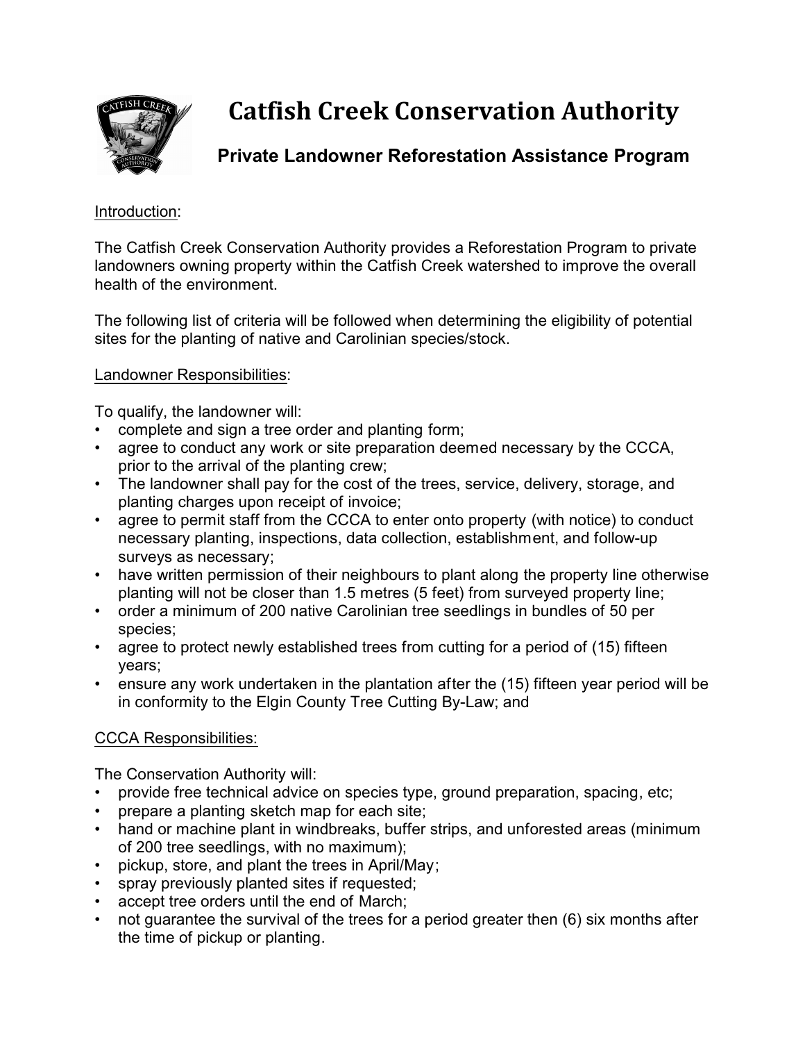# Catfish Creek Conservation Authority

## Private Landowner Reforestation Assistance Program

Introduction:

The Catfish Creek Conservation Authority provides a Reforestation Program to private landowners owning property within the Catfish Creek watershed to improve the overall health of the environment.

The following list of criteria will be followed when determining the eligibility of potential sites for the planting of native and Carolinian species/stock.

Landowner Responsibilities:

To qualify, the landowner will:

- complete and sign a tree order and planting form;
- agree to conduct any work or site preparation deemed necessary by the CCCA, prior to the arrival of the planting crew;
- The landowner shall pay for the cost of the trees, service, delivery, storage, and planting charges upon receipt of invoice;
- agree to permit staff from the CCCA to enter onto property (with notice) to conduct necessary planting, inspections, data collection, establishment, and follow-up surveys as necessary;
- have written permission of their neighbours to plant along the property line otherwise planting will not be closer than 1.5 metres (5 feet) from surveyed property line;
- order a minimum of 200 native Carolinian tree seedlings in bundles of 50 per species;
- agree to protect newly established trees from cutting for a period of (15) fifteen years;
- ensure any work undertaken in the plantation after the (15) fifteen year period will be in conformity to the Elgin County Tree Cutting By-Law; and

CCCA Responsibilities:

The Conservation Authority will:

- provide free technical advice on species type, ground preparation, spacing, etc;
- prepare a planting sketch map for each site;
- hand or machine plant in windbreaks, buffer strips, and unforested areas (minimum of 200 tree seedlings, with no maximum);
- pickup, store, and plant the trees in April/May;
- spray previously planted sites if requested;
- accept tree orders until the end of March;
- not guarantee the survival of the trees for a period greater then (6) six months after the time of pickup or planting.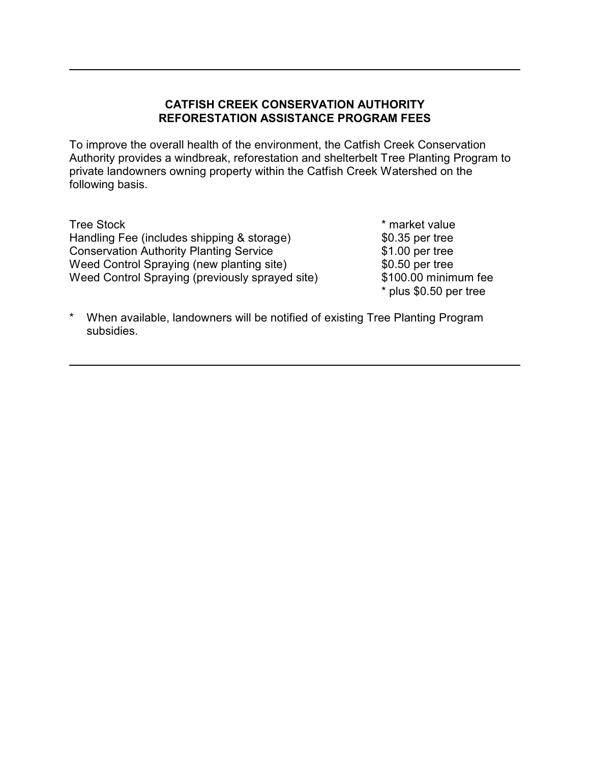**CATFISH CREEK CONSERVATION AUTHORITY**
**REFORESTATION ASSISTANCE PROGRAM FEES**

To improve the overall health of the environment, the Catfish Creek Conservation Authority provides a windbreak, reforestation and shelterbelt Tree Planting Program to private landowners owning property within the Catfish Creek Watershed on the following basis.

| | |
|---|---|
| Tree Stock | * market value |
| Handling Fee (includes shipping & storage) | $0.35 per tree |
| Conservation Authority Planting Service | $1.00 per tree |
| Weed Control Spraying (new planting site) | $0.50 per tree |
| Weed Control Spraying (previously sprayed site) | $100.00 minimum fee<br>* plus $0.50 per tree |

\* When available, landowners will be notified of existing Tree Planting Program subsidies.